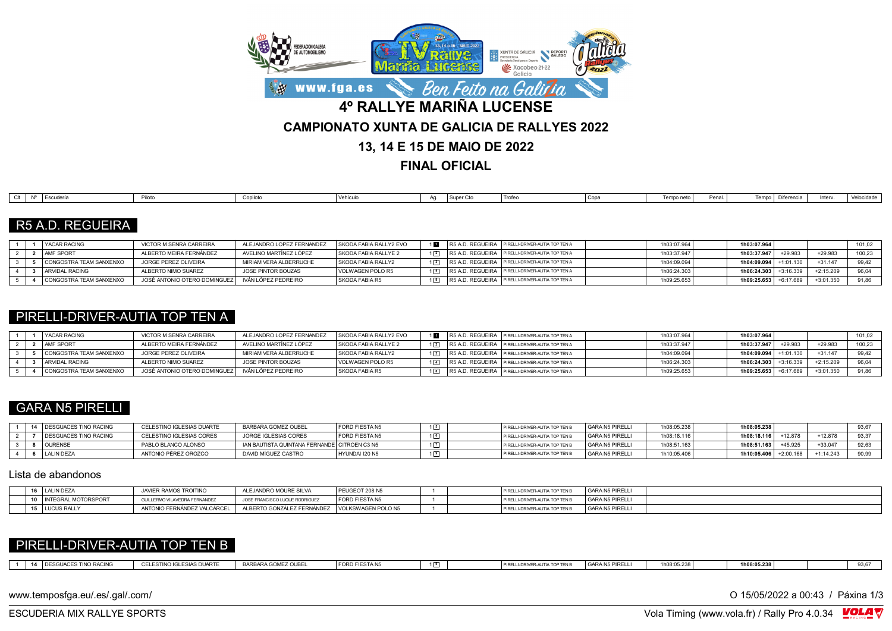# 4º RALLYE MARIÑA LUCENSE

## CAMPIONATO XUNTA DE GALICIA DE RALLYES 2022

## 13, 14 E 15 DE MAIO DE 2022

## FINAL OFICIAL

| Clt | Nº | Escudería | Piloto | Copiloto | Vehículo | Ag. | Super Cto | Trofeo | Copa | Tempo neto | Penal. | Tempo | Diferencia | Interv. | Velocidade |
|---|---|---|---|---|---|---|---|---|---|---|---|---|---|---|---|

## R5 A.D. REGUEIRA

| Clt | Nº | Escudería | Piloto | Copiloto | Vehículo | Ag. | Super Cto | Trofeo | Copa | Tempo neto | Penal. | Tempo | Diferencia | Interv. | Velocidade |
|---|---|---|---|---|---|---|---|---|---|---|---|---|---|---|---|
| 1 | 1 | YACAR RACING | VICTOR M SENRA CARREIRA | ALEJANDRO LOPEZ FERNANDEZ | SKODA FABIA RALLY2 EVO | 1 1 | R5 A.D. REGUEIRA | PIRELLI-DRIVER-AUTIA TOP TEN A | | 1h03:07.964 | | **1h03:07.964** | | | 101,02 |
| 2 | 2 | AMF SPORT | ALBERTO MEIRA FERNÁNDEZ | AVELINO MARTÍNEZ LÓPEZ | SKODA FABIA RALLYE 2 | 1 2 | R5 A.D. REGUEIRA | PIRELLI-DRIVER-AUTIA TOP TEN A | | 1h03:37.947 | | **1h03:37.947** | +29.983 | +29.983 | 100,23 |
| 3 | 5 | CONGOSTRA TEAM SANXENXO | JORGE PEREZ OLIVEIRA | MIRIAM VERA ALBERRUCHE | SKODA FABIA RALLY2 | 1 3 | R5 A.D. REGUEIRA | PIRELLI-DRIVER-AUTIA TOP TEN A | | 1h04:09.094 | | **1h04:09.094** | +1:01.130 | +31.147 | 99,42 |
| 4 | 3 | ARVIDAL RACING | ALBERTO NIMO SUAREZ | JOSE PINTOR BOUZAS | VOLWAGEN POLO R5 | 1 4 | R5 A.D. REGUEIRA | PIRELLI-DRIVER-AUTIA TOP TEN A | | 1h06:24.303 | | **1h06:24.303** | +3:16.339 | +2:15.209 | 96,04 |
| 5 | 4 | CONGOSTRA TEAM SANXENXO | JOSÉ ANTONIO OTERO DOMINGUEZ | IVÁN LÓPEZ PEDREIRO | SKODA FABIA R5 | 1 8 | R5 A.D. REGUEIRA | PIRELLI-DRIVER-AUTIA TOP TEN A | | 1h09:25.653 | | **1h09:25.653** | +6:17.689 | +3:01.350 | 91,86 |

## PIRELLI-DRIVER-AUTIA TOP TEN A

| Clt | Nº | Escudería | Piloto | Copiloto | Vehículo | Ag. | Super Cto | Trofeo | Copa | Tempo neto | Penal. | Tempo | Diferencia | Interv. | Velocidade |
|---|---|---|---|---|---|---|---|---|---|---|---|---|---|---|---|
| 1 | 1 | YACAR RACING | VICTOR M SENRA CARREIRA | ALEJANDRO LOPEZ FERNANDEZ | SKODA FABIA RALLY2 EVO | 1 1 | R5 A.D. REGUEIRA | PIRELLI-DRIVER-AUTIA TOP TEN A | | 1h03:07.964 | | **1h03:07.964** | | | 101,02 |
| 2 | 2 | AMF SPORT | ALBERTO MEIRA FERNÁNDEZ | AVELINO MARTÍNEZ LÓPEZ | SKODA FABIA RALLYE 2 | 1 2 | R5 A.D. REGUEIRA | PIRELLI-DRIVER-AUTIA TOP TEN A | | 1h03:37.947 | | **1h03:37.947** | +29.983 | +29.983 | 100,23 |
| 3 | 5 | CONGOSTRA TEAM SANXENXO | JORGE PEREZ OLIVEIRA | MIRIAM VERA ALBERRUCHE | SKODA FABIA RALLY2 | 1 3 | R5 A.D. REGUEIRA | PIRELLI-DRIVER-AUTIA TOP TEN A | | 1h04:09.094 | | **1h04:09.094** | +1:01.130 | +31.147 | 99,42 |
| 4 | 3 | ARVIDAL RACING | ALBERTO NIMO SUAREZ | JOSE PINTOR BOUZAS | VOLWAGEN POLO R5 | 1 4 | R5 A.D. REGUEIRA | PIRELLI-DRIVER-AUTIA TOP TEN A | | 1h06:24.303 | | **1h06:24.303** | +3:16.339 | +2:15.209 | 96,04 |
| 5 | 4 | CONGOSTRA TEAM SANXENXO | JOSÉ ANTONIO OTERO DOMINGUEZ | IVÁN LÓPEZ PEDREIRO | SKODA FABIA R5 | 1 8 | R5 A.D. REGUEIRA | PIRELLI-DRIVER-AUTIA TOP TEN A | | 1h09:25.653 | | **1h09:25.653** | +6:17.689 | +3:01.350 | 91,86 |

## GARA N5 PIRELLI

| Clt | Nº | Escudería | Piloto | Copiloto | Vehículo | Ag. | Super Cto | Trofeo | Copa | Tempo neto | Penal. | Tempo | Diferencia | Interv. | Velocidade |
|---|---|---|---|---|---|---|---|---|---|---|---|---|---|---|---|
| 1 | 14 | DESGUACES TINO RACING | CELESTINO IGLESIAS DUARTE | BARBARA GOMEZ OUBEL | FORD FIESTA N5 | 1 5 | | PIRELLI-DRIVER-AUTIA TOP TEN B | GARA N5 PIRELLI | 1h08:05.238 | | **1h08:05.238** | | | 93,67 |
| 2 | 7 | DESGUACES TINO RACING | CELESTINO IGLESIAS CORES | JORGE IGLESIAS CORES | FORD FIESTA N5 | 1 6 | | PIRELLI-DRIVER-AUTIA TOP TEN B | GARA N5 PIRELLI | 1h08:18.116 | | **1h08:18.116** | +12.878 | +12.878 | 93,37 |
| 3 | 8 | OURENSE | PABLO BLANCO ALONSO | IAN BAUTISTA QUINTANA FERNANDE | CITROEN C3 N5 | 1 7 | | PIRELLI-DRIVER-AUTIA TOP TEN B | GARA N5 PIRELLI | 1h08:51.163 | | **1h08:51.163** | +45.925 | +33.047 | 92,63 |
| 4 | 6 | LALIN DEZA | ANTONIO PÉREZ OROZCO | DAVID MÍGUEZ CASTRO | HYUNDAI I20 N5 | 1 9 | | PIRELLI-DRIVER-AUTIA TOP TEN B | GARA N5 PIRELLI | 1h10:05.406 | | **1h10:05.406** | +2:00.168 | +1:14.243 | 90,99 |

### Lista de abandonos

| Nº | Escudería | Piloto | Copiloto | Vehículo | Ag. | Super Cto | Trofeo | Copa |
|---|---|---|---|---|---|---|---|---|
| 16 | LALIN DEZA | JAVIER RAMOS TROITIÑO | ALEJANDRO MOURE SILVA | PEUGEOT 208 N5 | 1 | | PIRELLI-DRIVER-AUTIA TOP TEN B | GARA N5 PIRELLI |
| 10 | INTEGRAL MOTORSPORT | GUILLERMO VILAVEDRA FERNANDEZ | JOSE FRANCISCO LUQUE RODRIGUEZ | FORD FIESTA N5 | 1 | | PIRELLI-DRIVER-AUTIA TOP TEN B | GARA N5 PIRELLI |
| 15 | LUCUS RALLY | ANTONIO FERNÁNDEZ VALCÁRCEL | ALBERTO GONZÁLEZ FERNÁNDEZ | VOLKSWAGEN POLO N5 | 1 | | PIRELLI-DRIVER-AUTIA TOP TEN B | GARA N5 PIRELLI |

## PIRELLI-DRIVER-AUTIA TOP TEN B

| Clt | Nº | Escudería | Piloto | Copiloto | Vehículo | Ag. | Super Cto | Trofeo | Copa | Tempo neto | Penal. | Tempo | Diferencia | Interv. | Velocidade |
|---|---|---|---|---|---|---|---|---|---|---|---|---|---|---|---|
| 1 | 14 | DESGUACES TINO RACING | CELESTINO IGLESIAS DUARTE | BARBARA GOMEZ OUBEL | FORD FIESTA N5 | 1 5 | | PIRELLI-DRIVER-AUTIA TOP TEN B | GARA N5 PIRELLI | 1h08:05.238 | | **1h08:05.238** | | | 93,67 |

www.temposfga.eu/.es/.gal/.com/ — O 15/05/2022 a 00:43

ESCUDERIA MIX RALLYE SPORTS — Vola Timing (www.vola.fr) / Rally Pro 4.0.34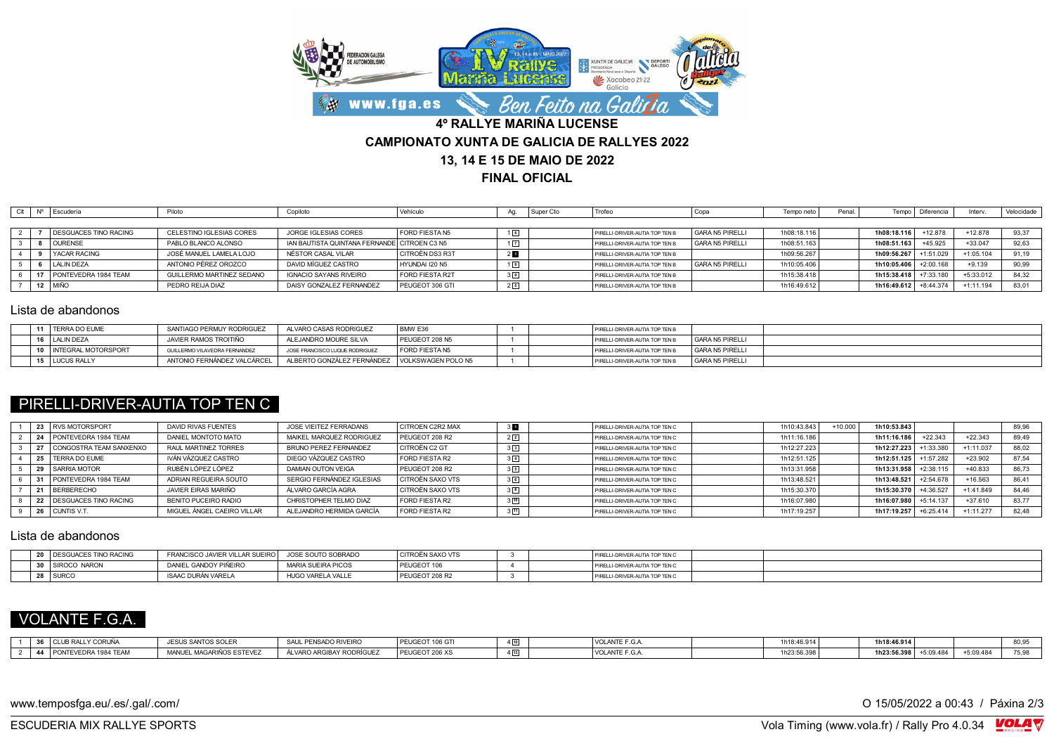# 4º RALLYE MARIÑA LUCENSE

## CAMPIONATO XUNTA DE GALICIA DE RALLYES 2022

## 13, 14 E 15 DE MAIO DE 2022

## FINAL OFICIAL

| Clt | Nº | Escudería | Piloto | Copiloto | Vehículo | Ag. | Super Cto | Trofeo | Copa | Tempo neto | Penal. | Tempo | Diferencia | Interv. | Velocidade |
|---|---|---|---|---|---|---|---|---|---|---|---|---|---|---|---|
| 2 | 7 | DESGUACES TINO RACING | CELESTINO IGLESIAS CORES | JORGE IGLESIAS CORES | FORD FIESTA N5 | 1 6 | | PIRELLI-DRIVER-AUTIA TOP TEN B | GARA N5 PIRELLI | 1h08:18.116 | | **1h08:18.116** | +12.878 | +12.878 | 93,37 |
| 3 | 8 | OURENSE | PABLO BLANCO ALONSO | IAN BAUTISTA QUINTANA FERNANDE | CITROEN C3 N5 | 1 7 | | PIRELLI-DRIVER-AUTIA TOP TEN B | GARA N5 PIRELLI | 1h08:51.163 | | **1h08:51.163** | +45.925 | +33.047 | 92,63 |
| 4 | 9 | YACAR RACING | JOSÉ MANUEL LAMELA LOJO | NÉSTOR CASAL VILAR | CITROËN DS3 R3T | 2 1 | | PIRELLI-DRIVER-AUTIA TOP TEN B | | 1h09:56.267 | | **1h09:56.267** | +1:51.029 | +1:05.104 | 91,19 |
| 5 | 6 | LALIN DEZA | ANTONIO PÉREZ OROZCO | DAVID MÍGUEZ CASTRO | HYUNDAI I20 N5 | 1 8 | | PIRELLI-DRIVER-AUTIA TOP TEN B | GARA N5 PIRELLI | 1h10:05.406 | | **1h10:05.406** | +2:00.168 | +9.139 | 90,99 |
| 6 | 17 | PONTEVEDRA 1984 TEAM | GUILLERMO MARTINEZ SEDANO | IGNACIO SAYANS RIVEIRO | FORD FIESTA R2T | 3 9 | | PIRELLI-DRIVER-AUTIA TOP TEN B | | 1h15:38.418 | | **1h15:38.418** | +7:33.180 | +5:33.012 | 84,32 |
| 7 | 12 | MIÑO | PEDRO REIJA DIAZ | DAISY GONZALEZ FERNANDEZ | PEUGEOT 306 GTI | 2 5 | | PIRELLI-DRIVER-AUTIA TOP TEN B | | 1h16:49.612 | | **1h16:49.612** | +8:44.374 | +1:11.194 | 83,01 |

### Lista de abandonos

| Nº | Escudería | Piloto | Copiloto | Vehículo | Ag. | Super Cto | Trofeo | Copa |
|---|---|---|---|---|---|---|---|---|
| 11 | TERRA DO EUME | SANTIAGO PERMUY RODRIGUEZ | ALVARO CASAS RODRIGUEZ | BMW E36 | 1 | | PIRELLI-DRIVER-AUTIA TOP TEN B | |
| 16 | LALIN DEZA | JAVIER RAMOS TROITIÑO | ALEJANDRO MOURE SILVA | PEUGEOT 208 N5 | 1 | | PIRELLI-DRIVER-AUTIA TOP TEN B | GARA N5 PIRELLI |
| 10 | INTEGRAL MOTORSPORT | GUILLERMO VILAVEDRA FERNANDEZ | JOSE FRANCISCO LUQUE RODRIGUEZ | FORD FIESTA N5 | 1 | | PIRELLI-DRIVER-AUTIA TOP TEN B | GARA N5 PIRELLI |
| 15 | LUCUS RALLY | ANTONIO FERNÁNDEZ VALCÁRCEL | ALBERTO GONZÁLEZ FERNÁNDEZ | VOLKSWAGEN POLO N5 | 1 | | PIRELLI-DRIVER-AUTIA TOP TEN B | GARA N5 PIRELLI |

## PIRELLI-DRIVER-AUTIA TOP TEN C

| Clt | Nº | Escudería | Piloto | Copiloto | Vehículo | Ag. | Super Cto | Trofeo | Copa | Tempo neto | Penal. | Tempo | Diferencia | Interv. | Velocidade |
|---|---|---|---|---|---|---|---|---|---|---|---|---|---|---|---|
| 1 | 23 | RVS MOTORSPORT | DAVID RIVAS FUENTES | JOSE VIEITEZ FERRADANS | CITROEN C2R2 MAX | 3 1 | | PIRELLI-DRIVER-AUTIA TOP TEN C | | 1h10:43.843 | +10.000 | **1h10:53.843** | | | 89,96 |
| 2 | 24 | PONTEVEDRA 1984 TEAM | DANIEL MONTOTO MATO | MAIKEL MARQUEZ RODRIGUEZ | PEUGEOT 208 R2 | 2 2 | | PIRELLI-DRIVER-AUTIA TOP TEN C | | 1h11:16.186 | | **1h11:16.186** | +22.343 | +22.343 | 89,49 |
| 3 | 27 | CONGOSTRA TEAM SANXENXO | RAUL MARTINEZ TORRES | BRUNO PEREZ FERNANDEZ | CITROËN C2 GT | 3 3 | | PIRELLI-DRIVER-AUTIA TOP TEN C | | 1h12:27.223 | | **1h12:27.223** | +1:33.380 | +1:11.037 | 88,02 |
| 4 | 25 | TERRA DO EUME | IVÁN VÁZQUEZ CASTRO | DIEGO VÁZQUEZ CASTRO | FORD FIESTA R2 | 3 4 | | PIRELLI-DRIVER-AUTIA TOP TEN C | | 1h12:51.125 | | **1h12:51.125** | +1:57.282 | +23.902 | 87,54 |
| 5 | 29 | SARRIA MOTOR | RUBÉN LÓPEZ LÓPEZ | DAMIAN OUTON VEIGA | PEUGEOT 208 R2 | 3 5 | | PIRELLI-DRIVER-AUTIA TOP TEN C | | 1h13:31.958 | | **1h13:31.958** | +2:38.115 | +40.833 | 86,73 |
| 6 | 31 | PONTEVEDRA 1984 TEAM | ADRIAN REGUEIRA SOUTO | SERGIO FERNÁNDEZ IGLESIAS | CITROËN SAXO VTS | 3 6 | | PIRELLI-DRIVER-AUTIA TOP TEN C | | 1h13:48.521 | | **1h13:48.521** | +2:54.678 | +16.563 | 86,41 |
| 7 | 21 | BERBERECHO | JAVIER EIRAS MARIÑO | ÁLVARO GARCÍA AGRA | CITROËN SAXO VTS | 3 8 | | PIRELLI-DRIVER-AUTIA TOP TEN C | | 1h15:30.370 | | **1h15:30.370** | +4:36.527 | +1:41.849 | 84,46 |
| 8 | 22 | DESGUACES TINO RACING | BENITO PUCEIRO RADIO | CHRISTOPHER TELMO DIAZ | FORD FIESTA R2 | 3 10 | | PIRELLI-DRIVER-AUTIA TOP TEN C | | 1h16:07.980 | | **1h16:07.980** | +5:14.137 | +37.610 | 83,77 |
| 9 | 26 | CUNTIS V.T. | MIGUEL ÁNGEL CAEIRO VILLAR | ALEJANDRO HERMIDA GARCÍA | FORD FIESTA R2 | 3 11 | | PIRELLI-DRIVER-AUTIA TOP TEN C | | 1h17:19.257 | | **1h17:19.257** | +6:25.414 | +1:11.277 | 82,48 |

### Lista de abandonos

| Nº | Escudería | Piloto | Copiloto | Vehículo | Ag. | Super Cto | Trofeo | Copa |
|---|---|---|---|---|---|---|---|---|
| 20 | DESGUACES TINO RACING | FRANCISCO JAVIER VILLAR SUEIRO | JOSE SOUTO SOBRADO | CITROËN SAXO VTS | 3 | | PIRELLI-DRIVER-AUTIA TOP TEN C | |
| 30 | SIROCO NARON | DANIEL GANDOY PIÑEIRO | MARIA SUEIRA PICOS | PEUGEOT 106 | 4 | | PIRELLI-DRIVER-AUTIA TOP TEN C | |
| 28 | SURCO | ISAAC DURÁN VARELA | HUGO VARELA VALLE | PEUGEOT 208 R2 | 3 | | PIRELLI-DRIVER-AUTIA TOP TEN C | |

## VOLANTE F.G.A.

| Clt | Nº | Escudería | Piloto | Copiloto | Vehículo | Ag. | Super Cto | Trofeo | Copa | Tempo neto | Penal. | Tempo | Diferencia | Interv. | Velocidade |
|---|---|---|---|---|---|---|---|---|---|---|---|---|---|---|---|
| 1 | 36 | CLUB RALLY CORUÑA | JESUS SANTOS SOLER | SAUL PENSADO RIVEIRO | PEUGEOT 106 GTI | 4 16 | | VOLANTE F.G.A. | | 1h18:46.914 | | **1h18:46.914** | | | 80,95 |
| 2 | 44 | PONTEVEDRA 1984 TEAM | MANUEL MAGARIÑOS ESTEVEZ | ÁLVARO ARGIBAY RODRÍGUEZ | PEUGEOT 206 XS | 4 13 | | VOLANTE F.G.A. | | 1h23:56.398 | | **1h23:56.398** | +5:09.484 | +5:09.484 | 75,98 |

www.temposfga.eu/.es/.gal/.com/

O 15/05/2022 a 00:43

ESCUDERIA MIX RALLYE SPORTS

Vola Timing (www.vola.fr) / Rally Pro 4.0.34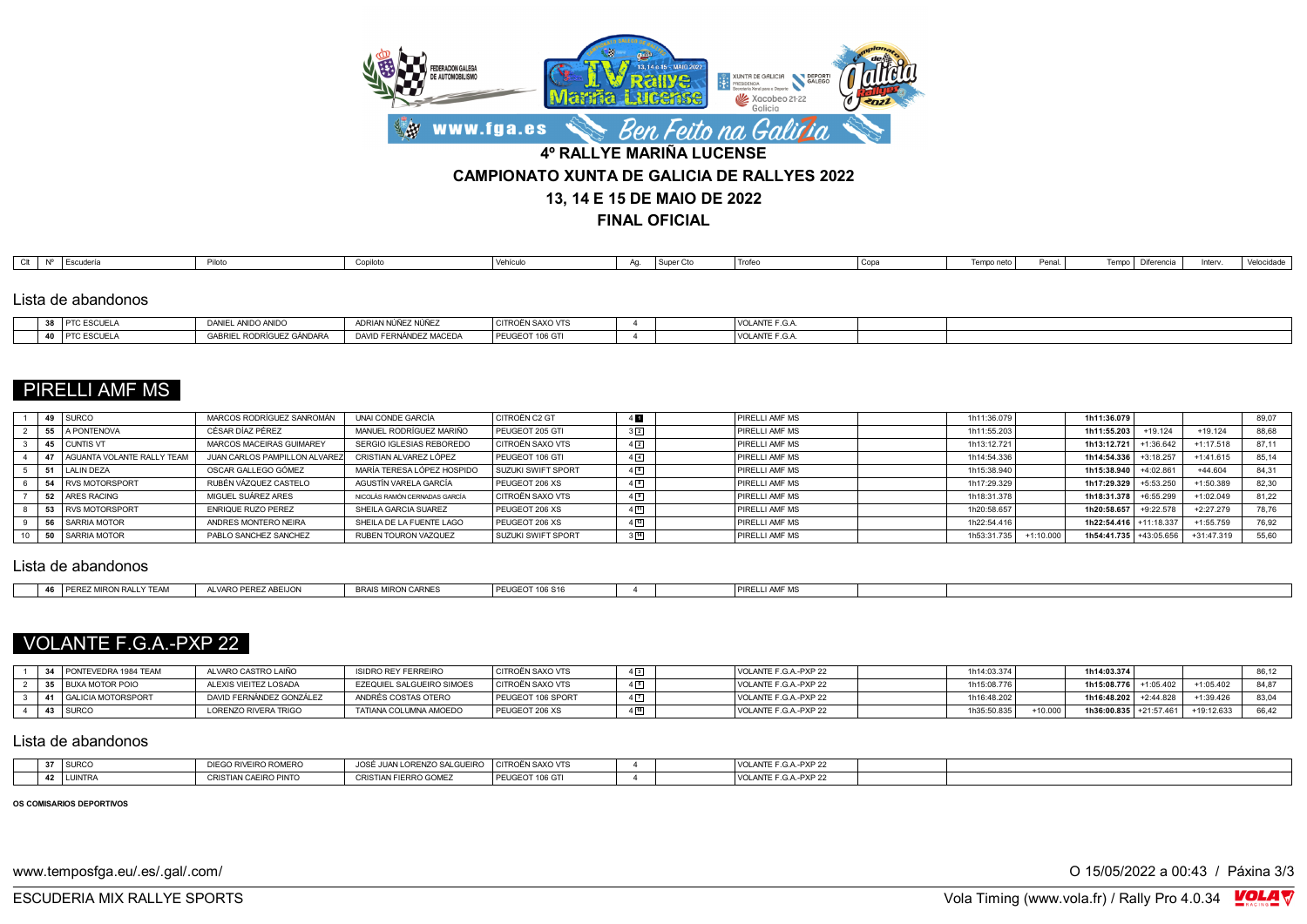# 4º RALLYE MARIÑA LUCENSE

## CAMPIONATO XUNTA DE GALICIA DE RALLYES 2022

## 13, 14 E 15 DE MAIO DE 2022

## FINAL OFICIAL

| Clt | Nº | Escudería | Piloto | Copiloto | Vehículo | Ag. | Super Cto | Trofeo | Copa | Tempo neto | Penal. | Tempo | Diferencia | Interv. | Velocidade |
|---|---|---|---|---|---|---|---|---|---|---|---|---|---|---|---|

### Lista de abandonos

| | | | | | | | | | |
|---|---|---|---|---|---|---|---|---|---|
| | 38 | PTC ESCUELA | DANIEL ANIDO ANIDO | ADRIAN NÚÑEZ NÚÑEZ | CITROËN SAXO VTS | 4 | | VOLANTE F.G.A. | |
| | 40 | PTC ESCUELA | GABRIEL RODRÍGUEZ GÁNDARA | DAVID FERNÁNDEZ MACEDA | PEUGEOT 106 GTI | 4 | | VOLANTE F.G.A. | |

## PIRELLI AMF MS

| Clt | Nº | Escudería | Piloto | Copiloto | Vehículo | Ag. | Super Cto | Trofeo | Copa | Tempo neto | Penal. | Tempo | Diferencia | Interv. | Velocidade |
|---|---|---|---|---|---|---|---|---|---|---|---|---|---|---|---|
| 1 | 49 | SURCO | MARCOS RODRÍGUEZ SANROMÁN | UNAI CONDE GARCÍA | CITROËN C2 GT | 4 1 | | PIRELLI AMF MS | | 1h11:36.079 | | **1h11:36.079** | | | 89,07 |
| 2 | 55 | A PONTENOVA | CÉSAR DÍAZ PÉREZ | MANUEL RODRÍGUEZ MARIÑO | PEUGEOT 205 GTI | 3 2 | | PIRELLI AMF MS | | 1h11:55.203 | | **1h11:55.203** | +19.124 | +19.124 | 88,68 |
| 3 | 45 | CUNTIS VT | MARCOS MACEIRAS GUIMAREY | SERGIO IGLESIAS REBOREDO | CITROËN SAXO VTS | 4 2 | | PIRELLI AMF MS | | 1h13:12.721 | | **1h13:12.721** | +1:36.642 | +1:17.518 | 87,11 |
| 4 | 47 | AGUANTA VOLANTE RALLY TEAM | JUAN CARLOS PAMPILLON ALVAREZ | CRISTIAN ALVAREZ LÓPEZ | PEUGEOT 106 GTI | 4 4 | | PIRELLI AMF MS | | 1h14:54.336 | | **1h14:54.336** | +3:18.257 | +1:41.615 | 85,14 |
| 5 | 51 | LALIN DEZA | OSCAR GALLEGO GÓMEZ | MARÍA TERESA LÓPEZ HOSPIDO | SUZUKI SWIFT SPORT | 4 6 | | PIRELLI AMF MS | | 1h15:38.940 | | **1h15:38.940** | +4:02.861 | +44.604 | 84,31 |
| 6 | 54 | RVS MOTORSPORT | RUBÉN VÁZQUEZ CASTELO | AGUSTÍN VARELA GARCÍA | PEUGEOT 206 XS | 4 8 | | PIRELLI AMF MS | | 1h17:29.329 | | **1h17:29.329** | +5:53.250 | +1:50.389 | 82,30 |
| 7 | 52 | ARES RACING | MIGUEL SUÁREZ ARES | NICOLÁS RAMÓN CERNADAS GARCÍA | CITROËN SAXO VTS | 4 9 | | PIRELLI AMF MS | | 1h18:31.378 | | **1h18:31.378** | +6:55.299 | +1:02.049 | 81,22 |
| 8 | 53 | RVS MOTORSPORT | ENRIQUE RUZO PEREZ | SHEILA GARCIA SUAREZ | PEUGEOT 206 XS | 4 11 | | PIRELLI AMF MS | | 1h20:58.657 | | **1h20:58.657** | +9:22.578 | +2:27.279 | 78,76 |
| 9 | 56 | SARRIA MOTOR | ANDRES MONTERO NEIRA | SHEILA DE LA FUENTE LAGO | PEUGEOT 206 XS | 4 12 | | PIRELLI AMF MS | | 1h22:54.416 | | **1h22:54.416** | +11:18.337 | +1:55.759 | 76,92 |
| 10 | 50 | SARRIA MOTOR | PABLO SANCHEZ SANCHEZ | RUBEN TOURON VAZQUEZ | SUZUKI SWIFT SPORT | 3 14 | | PIRELLI AMF MS | | 1h53:31.735 | +1:10.000 | **1h54:41.735** | +43:05.656 | +31:47.319 | 55,60 |

### Lista de abandonos

| | | | | | | | | | |
|---|---|---|---|---|---|---|---|---|---|
| | 46 | PEREZ MIRON RALLY TEAM | ALVARO PEREZ ABEIJON | BRAIS MIRON CARNES | PEUGEOT 106 S16 | 4 | | PIRELLI AMF MS | |

## VOLANTE F.G.A.-PXP 22

| Clt | Nº | Escudería | Piloto | Copiloto | Vehículo | Ag. | Super Cto | Trofeo | Copa | Tempo neto | Penal. | Tempo | Diferencia | Interv. | Velocidade |
|---|---|---|---|---|---|---|---|---|---|---|---|---|---|---|---|
| 1 | 34 | PONTEVEDRA 1984 TEAM | ALVARO CASTRO LAIÑO | ISIDRO REY FERREIRO | CITROËN SAXO VTS | 4 3 | | VOLANTE F.G.A.-PXP 22 | | 1h14:03.374 | | **1h14:03.374** | | | 86,12 |
| 2 | 35 | BUXA MOTOR POIO | ALEXIS VIEITEZ LOSADA | EZEQUIEL SALGUEIRO SIMOES | CITROËN SAXO VTS | 4 5 | | VOLANTE F.G.A.-PXP 22 | | 1h15:08.776 | | **1h15:08.776** | +1:05.402 | +1:05.402 | 84,87 |
| 3 | 41 | GALICIA MOTORSPORT | DAVID FERNÁNDEZ GONZÁLEZ | ANDRÉS COSTAS OTERO | PEUGEOT 106 SPORT | 4 7 | | VOLANTE F.G.A.-PXP 22 | | 1h16:48.202 | | **1h16:48.202** | +2:44.828 | +1:39.426 | 83,04 |
| 4 | 43 | SURCO | LORENZO RIVERA TRIGO | TATIANA COLUMNA AMOEDO | PEUGEOT 206 XS | 4 16 | | VOLANTE F.G.A.-PXP 22 | | 1h35:50.835 | +10.000 | **1h36:00.835** | +21:57.461 | +19:12.633 | 66,42 |

### Lista de abandonos

| | | | | | | | | | |
|---|---|---|---|---|---|---|---|---|---|
| | 37 | SURCO | DIEGO RIVEIRO ROMERO | JOSÉ JUAN LORENZO SALGUEIRO | CITROËN SAXO VTS | 4 | | VOLANTE F.G.A.-PXP 22 | |
| | 42 | LUINTRA | CRISTIAN CAEIRO PINTO | CRISTIAN FIERRO GOMEZ | PEUGEOT 106 GTI | 4 | | VOLANTE F.G.A.-PXP 22 | |

**OS COMISARIOS DEPORTIVOS**

www.temposfga.eu/.es/.gal/.com/

O 15/05/2022 a 00:43

ESCUDERIA MIX RALLYE SPORTS

Vola Timing (www.vola.fr) / Rally Pro 4.0.34